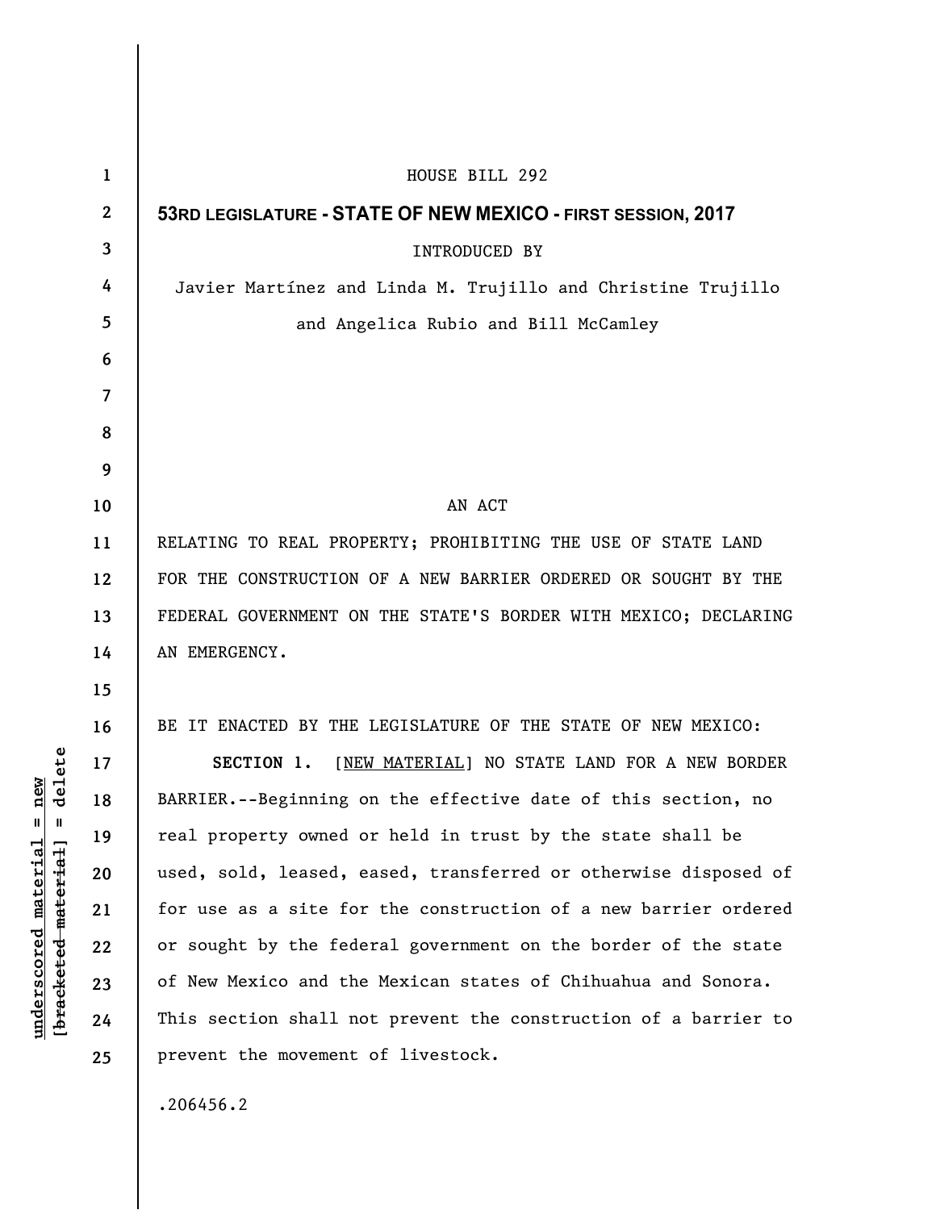HOUSE BILL 292

**53RD LEGISLATURE - STATE OF NEW MEXICO - FIRST SESSION, 2017**

INTRODUCED BY

Javier Martínez and Linda M. Trujillo and Christine Trujillo and Angelica Rubio and Bill McCamley

AN ACT

RELATING TO REAL PROPERTY; PROHIBITING THE USE OF STATE LAND FOR THE CONSTRUCTION OF A NEW BARRIER ORDERED OR SOUGHT BY THE FEDERAL GOVERNMENT ON THE STATE'S BORDER WITH MEXICO; DECLARING AN EMERGENCY.

BE IT ENACTED BY THE LEGISLATURE OF THE STATE OF NEW MEXICO:

**SECTION 1.** [NEW MATERIAL] NO STATE LAND FOR A NEW BORDER BARRIER.--Beginning on the effective date of this section, no real property owned or held in trust by the state shall be used, sold, leased, eased, transferred or otherwise disposed of for use as a site for the construction of a new barrier ordered or sought by the federal government on the border of the state of New Mexico and the Mexican states of Chihuahua and Sonora. This section shall not prevent the construction of a barrier to prevent the movement of livestock.

.206456.2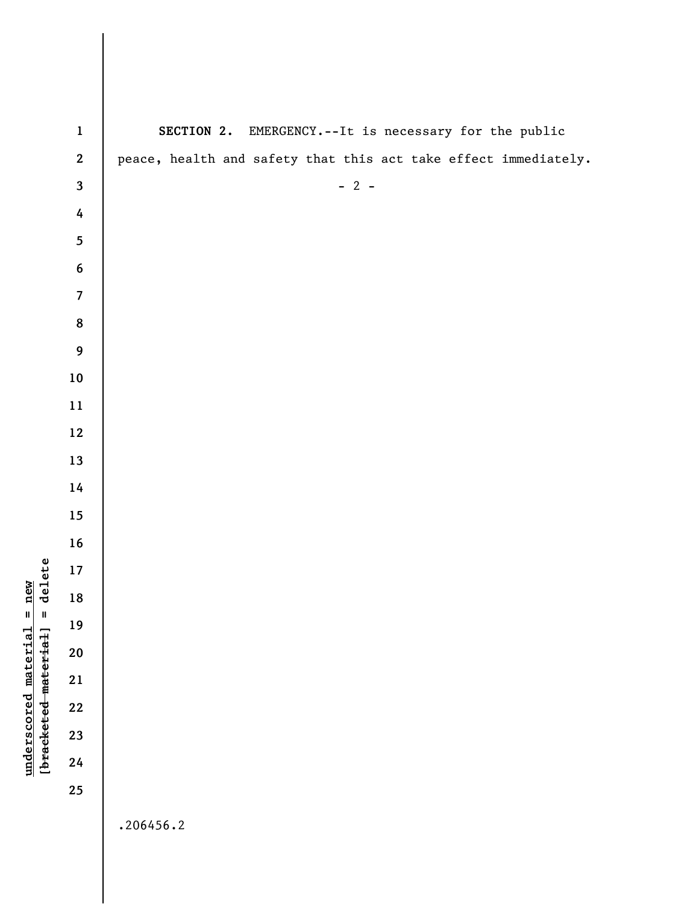**SECTION 2.** EMERGENCY.--It is necessary for the public peace, health and safety that this act take effect immediately.

.206456.2